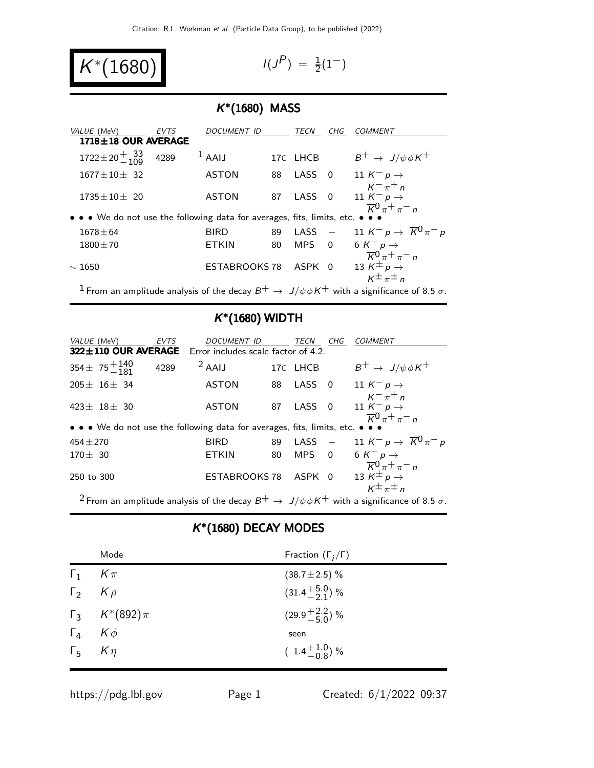# $K^*(1680)$

$I(J^P) = \frac{1}{2}(1^-)$

## $K^*(1680)$ MASS

| VALUE (MeV) | EVTS | DOCUMENT ID | | TECN | CHG | COMMENT |
|---|---|---|---|---|---|---|
| **1718±18 OUR AVERAGE** | | | | | | |
| $1722 \pm 20^{+\ 33}_{-109}$ | 4289 | [1] AAIJ | 17C | LHCB | | $B^+ \to J/\psi \phi K^+$ |
| $1677 \pm 10 \pm\ 32$ | | ASTON | 88 | LASS | 0 | 11 $K^- p \to K^- \pi^+ n$ |
| $1735 \pm 10 \pm\ 20$ | | ASTON | 87 | LASS | 0 | 11 $K^- p \to \overline{K}^0 \pi^+ \pi^- n$ |
| • • • We do not use the following data for averages, fits, limits, etc. • • • | | | | | | |
| $1678 \pm 64$ | | BIRD | 89 | LASS | $-$ | 11 $K^- p \to \overline{K}^0 \pi^- p$ |
| $1800 \pm 70$ | | ETKIN | 80 | MPS | 0 | 6 $K^- p \to \overline{K}^0 \pi^+ \pi^- n$ |
| $\sim 1650$ | | ESTABROOKS | 78 | ASPK | 0 | 13 $K^\pm p \to K^\pm \pi^\pm n$ |

[1] From an amplitude analysis of the decay $B^+ \to J/\psi \phi K^+$ with a significance of 8.5 $\sigma$.

## $K^*(1680)$ WIDTH

| VALUE (MeV) | EVTS | DOCUMENT ID | | TECN | CHG | COMMENT |
|---|---|---|---|---|---|---|
| **322±110 OUR AVERAGE** | | Error includes scale factor of 4.2. | | | | |
| $354 \pm\ 75^{+140}_{-181}$ | 4289 | [2] AAIJ | 17C | LHCB | | $B^+ \to J/\psi \phi K^+$ |
| $205 \pm\ 16 \pm\ 34$ | | ASTON | 88 | LASS | 0 | 11 $K^- p \to K^- \pi^+ n$ |
| $423 \pm\ 18 \pm\ 30$ | | ASTON | 87 | LASS | 0 | 11 $K^- p \to \overline{K}^0 \pi^+ \pi^- n$ |
| • • • We do not use the following data for averages, fits, limits, etc. • • • | | | | | | |
| $454 \pm 270$ | | BIRD | 89 | LASS | $-$ | 11 $K^- p \to \overline{K}^0 \pi^- p$ |
| $170 \pm\ 30$ | | ETKIN | 80 | MPS | 0 | 6 $K^- p \to \overline{K}^0 \pi^+ \pi^- n$ |
| 250 to 300 | | ESTABROOKS | 78 | ASPK | 0 | 13 $K^\pm p \to K^\pm \pi^\pm n$ |

[2] From an amplitude analysis of the decay $B^+ \to J/\psi \phi K^+$ with a significance of 8.5 $\sigma$.

## $K^*(1680)$ DECAY MODES

| | Mode | Fraction ($\Gamma_i/\Gamma$) |
|---|---|---|
| $\Gamma_1$ | $K\pi$ | $(38.7 \pm 2.5)$ % |
| $\Gamma_2$ | $K\rho$ | $(31.4^{+5.0}_{-2.1})$ % |
| $\Gamma_3$ | $K^*(892)\pi$ | $(29.9^{+2.2}_{-5.0})$ % |
| $\Gamma_4$ | $K\phi$ | seen |
| $\Gamma_5$ | $K\eta$ | $(\ 1.4^{+1.0}_{-0.8})$ % |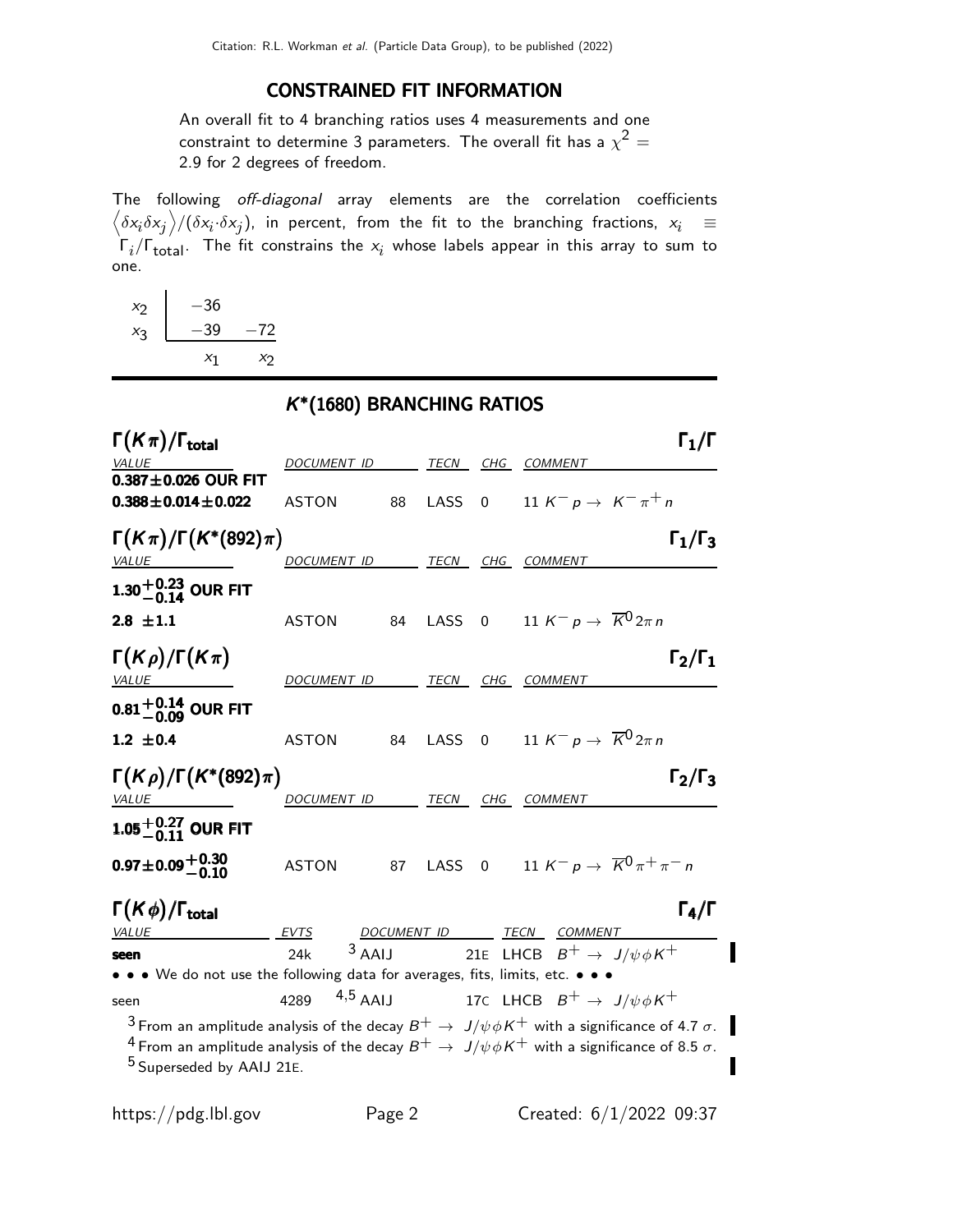## CONSTRAINED FIT INFORMATION

An overall fit to 4 branching ratios uses 4 measurements and one constraint to determine 3 parameters. The overall fit has a $\chi^2 = 2.9$ for 2 degrees of freedom.

The following *off-diagonal* array elements are the correlation coefficients $\left\langle \delta x_i \delta x_j \right\rangle / (\delta x_i \cdot \delta x_j)$, in percent, from the fit to the branching fractions, $x_i \equiv \Gamma_i / \Gamma_{\text{total}}$. The fit constrains the $x_i$ whose labels appear in this array to sum to one.

| | | |
|---|---|---|
| $x_2$ | −36 | |
| $x_3$ | −39 | −72 |
| | $x_1$ | $x_2$ |

## $K^*(1680)$ BRANCHING RATIOS

### $\Gamma(K\pi)/\Gamma_{\text{total}}$ — $\Gamma_1/\Gamma$

| VALUE | DOCUMENT ID | | TECN | CHG | COMMENT |
|---|---|---|---|---|---|
| **0.387±0.026 OUR FIT** | | | | | |
| **0.388±0.014±0.022** | ASTON | 88 | LASS | 0 | 11 $K^- p \to K^- \pi^+ n$ |

### $\Gamma(K\pi)/\Gamma(K^*(892)\pi)$ — $\Gamma_1/\Gamma_3$

| VALUE | DOCUMENT ID | | TECN | CHG | COMMENT |
|---|---|---|---|---|---|
| $\mathbf{1.30^{+0.23}_{-0.14}}$ **OUR FIT** | | | | | |
| **2.8 ±1.1** | ASTON | 84 | LASS | 0 | 11 $K^- p \to \overline{K}^0 2\pi n$ |

### $\Gamma(K\rho)/\Gamma(K\pi)$ — $\Gamma_2/\Gamma_1$

| VALUE | DOCUMENT ID | | TECN | CHG | COMMENT |
|---|---|---|---|---|---|
| $\mathbf{0.81^{+0.14}_{-0.09}}$ **OUR FIT** | | | | | |
| **1.2 ±0.4** | ASTON | 84 | LASS | 0 | 11 $K^- p \to \overline{K}^0 2\pi n$ |

### $\Gamma(K\rho)/\Gamma(K^*(892)\pi)$ — $\Gamma_2/\Gamma_3$

| VALUE | DOCUMENT ID | | TECN | CHG | COMMENT |
|---|---|---|---|---|---|
| $\mathbf{1.05^{+0.27}_{-0.11}}$ **OUR FIT** | | | | | |
| $\mathbf{0.97 \pm 0.09^{+0.30}_{-0.10}}$ | ASTON | 87 | LASS | 0 | 11 $K^- p \to \overline{K}^0 \pi^+ \pi^- n$ |

### $\Gamma(K\phi)/\Gamma_{\text{total}}$ — $\Gamma_4/\Gamma$

| VALUE | EVTS | DOCUMENT ID | | TECN | COMMENT |
|---|---|---|---|---|---|
| **seen** | 24k | [3] AAIJ | 21E | LHCB | $B^+ \to J/\psi \phi K^+$ |
| • • • We do not use the following data for averages, fits, limits, etc. • • • | | | | | |
| seen | 4289 | [4,5] AAIJ | 17C | LHCB | $B^+ \to J/\psi \phi K^+$ |

[3] From an amplitude analysis of the decay $B^+ \to J/\psi \phi K^+$ with a significance of 4.7 $\sigma$.

[4] From an amplitude analysis of the decay $B^+ \to J/\psi \phi K^+$ with a significance of 8.5 $\sigma$.

[5] Superseded by AAIJ 21E.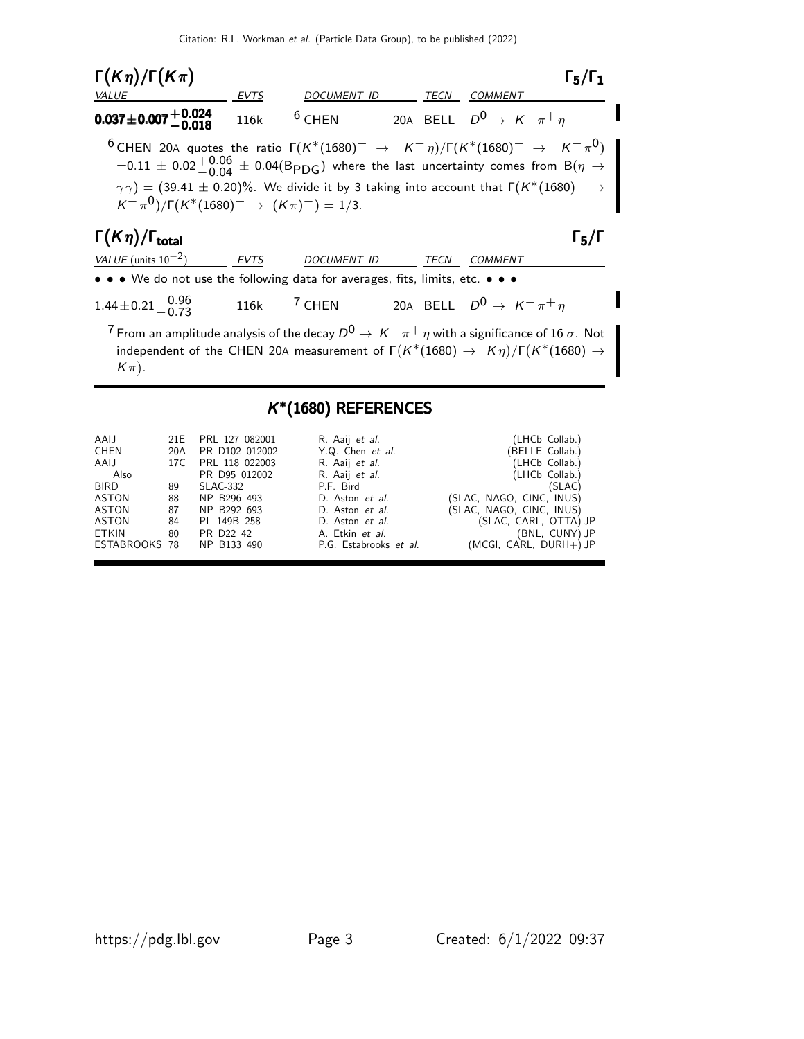## $\Gamma(K\eta)/\Gamma(K\pi)$ $\Gamma_5/\Gamma_1$

| VALUE | EVTS | DOCUMENT ID | | TECN | COMMENT |
|---|---|---|---|---|---|
| **$0.037 \pm 0.007^{+0.024}_{-0.018}$** | 116k | [6] CHEN | 20A | BELL | $D^0 \rightarrow K^- \pi^+ \eta$ |

[6] CHEN 20A quotes the ratio $\Gamma(K^*(1680)^- \rightarrow K^- \eta)/\Gamma(K^*(1680)^- \rightarrow K^- \pi^0)$ $= 0.11 \pm 0.02^{+0.06}_{-0.04} \pm 0.04(\mathrm{B_{PDG}})$ where the last uncertainty comes from $\mathrm{B}(\eta \rightarrow \gamma\gamma) = (39.41 \pm 0.20)\%$. We divide it by 3 taking into account that $\Gamma(K^*(1680)^- \rightarrow K^- \pi^0)/\Gamma(K^*(1680)^- \rightarrow (K\pi)^-) = 1/3$.

## $\Gamma(K\eta)/\Gamma_{\text{total}}$ $\Gamma_5/\Gamma$

| VALUE (units $10^{-2}$) | EVTS | DOCUMENT ID | | TECN | COMMENT |
|---|---|---|---|---|---|
| • • • We do not use the following data for averages, fits, limits, etc. • • • | | | | | |
| $1.44 \pm 0.21^{+0.96}_{-0.73}$ | 116k | [7] CHEN | 20A | BELL | $D^0 \rightarrow K^- \pi^+ \eta$ |

[7] From an amplitude analysis of the decay $D^0 \rightarrow K^- \pi^+ \eta$ with a significance of 16 $\sigma$. Not independent of the CHEN 20A measurement of $\Gamma(K^*(1680) \rightarrow K\eta)/\Gamma(K^*(1680) \rightarrow K\pi)$.

# $K^*(1680)$ REFERENCES

| | | | | |
|---|---|---|---|---|
| AAIJ | 21E | PRL 127 082001 | R. Aaij *et al.* | (LHCb Collab.) |
| CHEN | 20A | PR D102 012002 | Y.Q. Chen *et al.* | (BELLE Collab.) |
| AAIJ | 17C | PRL 118 022003 | R. Aaij *et al.* | (LHCb Collab.) |
| Also | | PR D95 012002 | R. Aaij *et al.* | (LHCb Collab.) |
| BIRD | 89 | SLAC-332 | P.F. Bird | (SLAC) |
| ASTON | 88 | NP B296 493 | D. Aston *et al.* | (SLAC, NAGO, CINC, INUS) |
| ASTON | 87 | NP B292 693 | D. Aston *et al.* | (SLAC, NAGO, CINC, INUS) |
| ASTON | 84 | PL 149B 258 | D. Aston *et al.* | (SLAC, CARL, OTTA) JP |
| ETKIN | 80 | PR D22 42 | A. Etkin *et al.* | (BNL, CUNY) JP |
| ESTABROOKS | 78 | NP B133 490 | P.G. Estabrooks *et al.* | (MCGI, CARL, DURH+) JP |